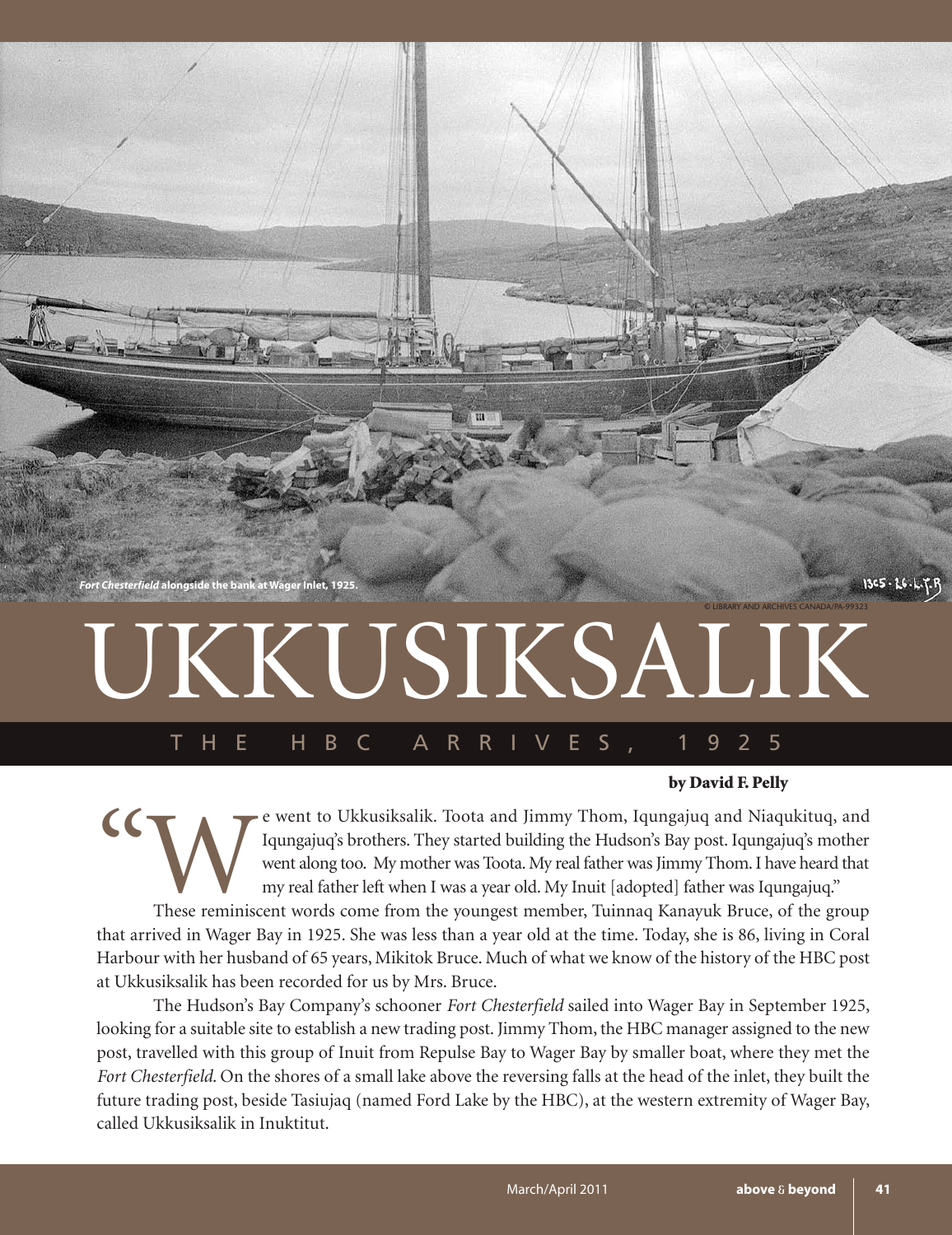*Fort Chesterfield* alongside the bank at Wager Inlet, 1925.

© LIBRARY AND ARCHIVES CANADA/PA-99323

# UKKUSIKSALIK

## THE HBC ARRIVES, 1925

**by David F. Pelly**

"We went to Ukkusiksalik. Toota and Jimmy Thom, Iqungajuq and Niaqukituq, and Iqungajuq's brothers. They started building the Hudson's Bay post. Iqungajuq's mother went along too. My mother was Toota. My real father was Jimmy Thom. I have heard that my real father left when I was a year old. My Inuit [adopted] father was Iqungajuq."

These reminiscent words come from the youngest member, Tuinnaq Kanayuk Bruce, of the group that arrived in Wager Bay in 1925. She was less than a year old at the time. Today, she is 86, living in Coral Harbour with her husband of 65 years, Mikitok Bruce. Much of what we know of the history of the HBC post at Ukkusiksalik has been recorded for us by Mrs. Bruce.

The Hudson's Bay Company's schooner *Fort Chesterfield* sailed into Wager Bay in September 1925, looking for a suitable site to establish a new trading post. Jimmy Thom, the HBC manager assigned to the new post, travelled with this group of Inuit from Repulse Bay to Wager Bay by smaller boat, where they met the *Fort Chesterfield*. On the shores of a small lake above the reversing falls at the head of the inlet, they built the future trading post, beside Tasiujaq (named Ford Lake by the HBC), at the western extremity of Wager Bay, called Ukkusiksalik in Inuktitut.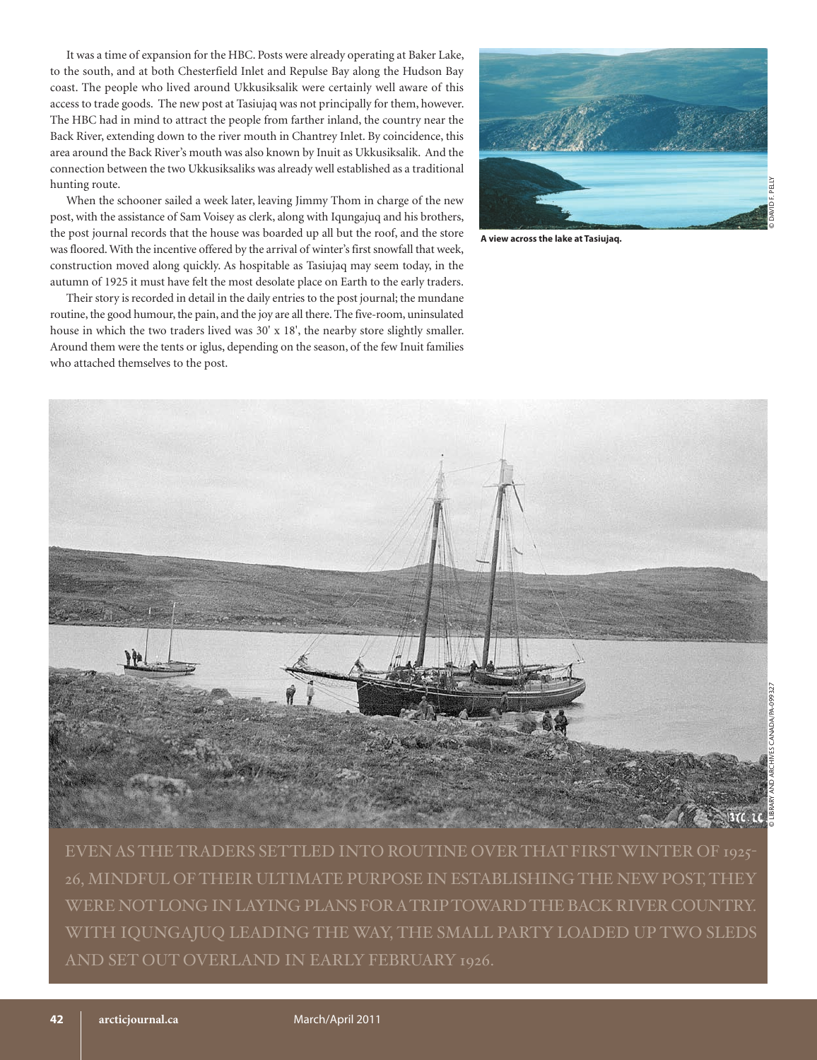It was a time of expansion for the HBC. Posts were already operating at Baker Lake, to the south, and at both Chesterfield Inlet and Repulse Bay along the Hudson Bay coast. The people who lived around Ukkusiksalik were certainly well aware of this access to trade goods. The new post at Tasiujaq was not principally for them, however. The HBC had in mind to attract the people from farther inland, the country near the Back River, extending down to the river mouth in Chantrey Inlet. By coincidence, this area around the Back River's mouth was also known by Inuit as Ukkusiksalik. And the connection between the two Ukkusiksaliks was already well established as a traditional hunting route.

When the schooner sailed a week later, leaving Jimmy Thom in charge of the new post, with the assistance of Sam Voisey as clerk, along with Iqungajuq and his brothers, the post journal records that the house was boarded up all but the roof, and the store was floored. With the incentive offered by the arrival of winter's first snowfall that week, construction moved along quickly. As hospitable as Tasiujaq may seem today, in the autumn of 1925 it must have felt the most desolate place on Earth to the early traders.

Their story is recorded in detail in the daily entries to the post journal; the mundane routine, the good humour, the pain, and the joy are all there. The five-room, uninsulated house in which the two traders lived was 30' x 18', the nearby store slightly smaller. Around them were the tents or iglus, depending on the season, of the few Inuit families who attached themselves to the post.

**A view across the lake at Tasiujaq.**

© DAVID F. PELLY

© LIBRARY AND ARCHIVES CANADA/PA-099327

EVEN AS THE TRADERS SETTLED INTO ROUTINE OVER THAT FIRST WINTER OF 1925-26, MINDFUL OF THEIR ULTIMATE PURPOSE IN ESTABLISHING THE NEW POST, THEY WERE NOT LONG IN LAYING PLANS FOR A TRIP TOWARD THE BACK RIVER COUNTRY. WITH IQUNGAJUQ LEADING THE WAY, THE SMALL PARTY LOADED UP TWO SLEDS AND SET OUT OVERLAND IN EARLY FEBRUARY 1926.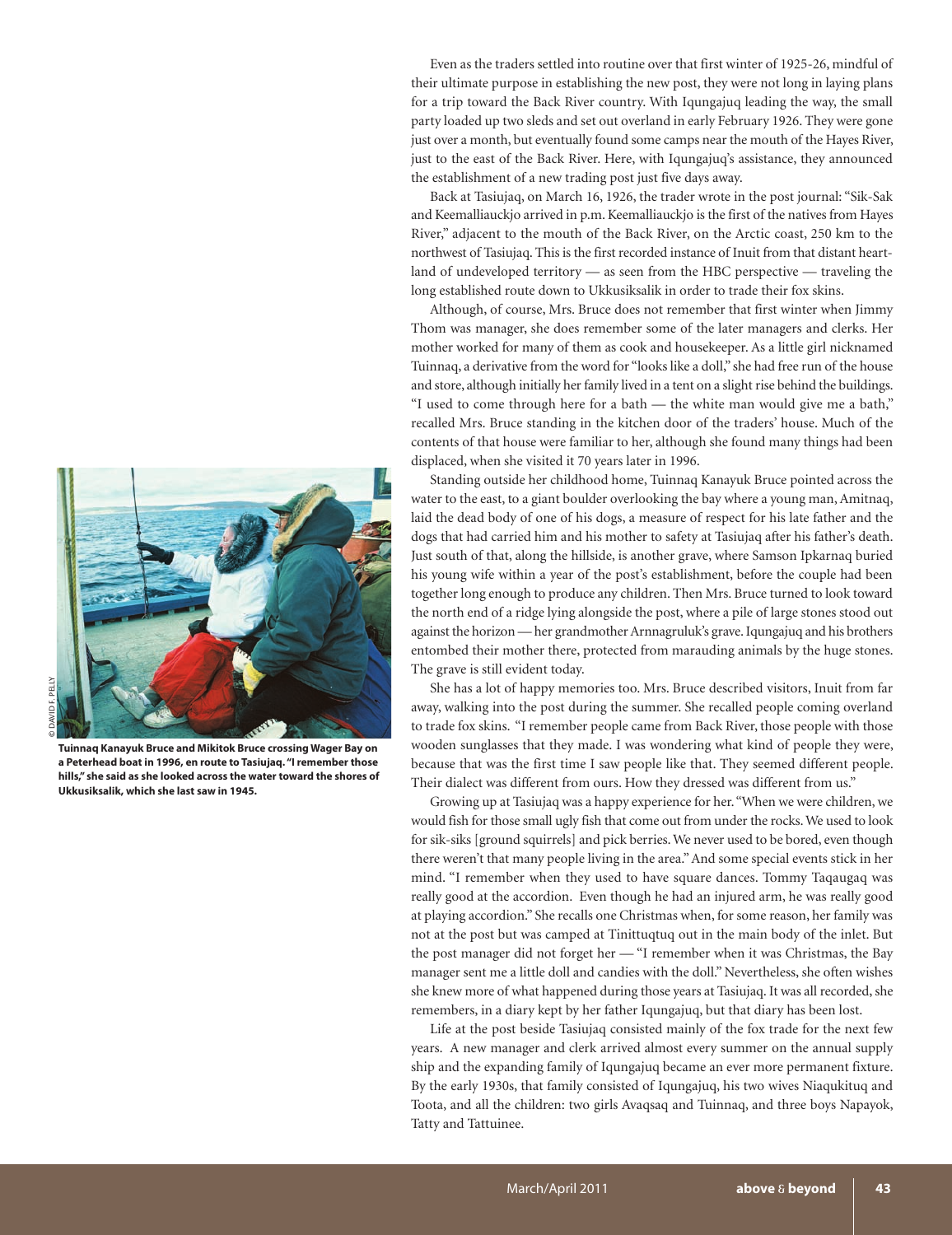Even as the traders settled into routine over that first winter of 1925-26, mindful of their ultimate purpose in establishing the new post, they were not long in laying plans for a trip toward the Back River country. With Iqungajuq leading the way, the small party loaded up two sleds and set out overland in early February 1926. They were gone just over a month, but eventually found some camps near the mouth of the Hayes River, just to the east of the Back River. Here, with Iqungajuq's assistance, they announced the establishment of a new trading post just five days away.

Back at Tasiujaq, on March 16, 1926, the trader wrote in the post journal: "Sik-Sak and Keemalliauckjo arrived in p.m. Keemalliauckjo is the first of the natives from Hayes River," adjacent to the mouth of the Back River, on the Arctic coast, 250 km to the northwest of Tasiujaq. This is the first recorded instance of Inuit from that distant heartland of undeveloped territory — as seen from the HBC perspective — traveling the long established route down to Ukkusiksalik in order to trade their fox skins.

Although, of course, Mrs. Bruce does not remember that first winter when Jimmy Thom was manager, she does remember some of the later managers and clerks. Her mother worked for many of them as cook and housekeeper. As a little girl nicknamed Tuinnaq, a derivative from the word for "looks like a doll," she had free run of the house and store, although initially her family lived in a tent on a slight rise behind the buildings. "I used to come through here for a bath — the white man would give me a bath," recalled Mrs. Bruce standing in the kitchen door of the traders' house. Much of the contents of that house were familiar to her, although she found many things had been displaced, when she visited it 70 years later in 1996.

Standing outside her childhood home, Tuinnaq Kanayuk Bruce pointed across the water to the east, to a giant boulder overlooking the bay where a young man, Amitnaq, laid the dead body of one of his dogs, a measure of respect for his late father and the dogs that had carried him and his mother to safety at Tasiujaq after his father's death. Just south of that, along the hillside, is another grave, where Samson Ipkarnaq buried his young wife within a year of the post's establishment, before the couple had been together long enough to produce any children. Then Mrs. Bruce turned to look toward the north end of a ridge lying alongside the post, where a pile of large stones stood out against the horizon — her grandmother Arnnagruluk's grave. Iqungajuq and his brothers entombed their mother there, protected from marauding animals by the huge stones. The grave is still evident today.

She has a lot of happy memories too. Mrs. Bruce described visitors, Inuit from far away, walking into the post during the summer. She recalled people coming overland to trade fox skins. "I remember people came from Back River, those people with those wooden sunglasses that they made. I was wondering what kind of people they were, because that was the first time I saw people like that. They seemed different people. Their dialect was different from ours. How they dressed was different from us."

Growing up at Tasiujaq was a happy experience for her. "When we were children, we would fish for those small ugly fish that come out from under the rocks. We used to look for sik-siks [ground squirrels] and pick berries. We never used to be bored, even though there weren't that many people living in the area." And some special events stick in her mind. "I remember when they used to have square dances. Tommy Taqaugaq was really good at the accordion. Even though he had an injured arm, he was really good at playing accordion." She recalls one Christmas when, for some reason, her family was not at the post but was camped at Tinittuqtuq out in the main body of the inlet. But the post manager did not forget her — "I remember when it was Christmas, the Bay manager sent me a little doll and candies with the doll." Nevertheless, she often wishes she knew more of what happened during those years at Tasiujaq. It was all recorded, she remembers, in a diary kept by her father Iqungajuq, but that diary has been lost.

Life at the post beside Tasiujaq consisted mainly of the fox trade for the next few years. A new manager and clerk arrived almost every summer on the annual supply ship and the expanding family of Iqungajuq became an ever more permanent fixture. By the early 1930s, that family consisted of Iqungajuq, his two wives Niaqukituq and Toota, and all the children: two girls Avaqsaq and Tuinnaq, and three boys Napayok, Tatty and Tattuinee.

© DAVID F. PELLY

**Tuinnaq Kanayuk Bruce and Mikitok Bruce crossing Wager Bay on a Peterhead boat in 1996, en route to Tasiujaq. "I remember those hills," she said as she looked across the water toward the shores of Ukkusiksalik, which she last saw in 1945.**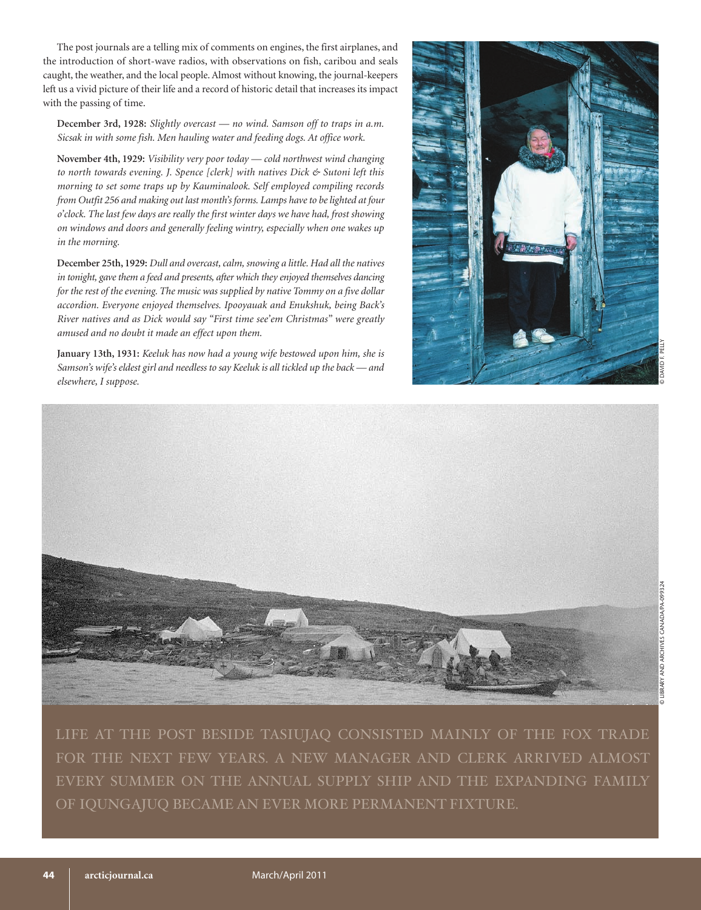The post journals are a telling mix of comments on engines, the first airplanes, and the introduction of short-wave radios, with observations on fish, caribou and seals caught, the weather, and the local people. Almost without knowing, the journal-keepers left us a vivid picture of their life and a record of historic detail that increases its impact with the passing of time.

**December 3rd, 1928:** *Slightly overcast — no wind. Samson off to traps in a.m. Sicsak in with some fish. Men hauling water and feeding dogs. At office work.*

**November 4th, 1929:** *Visibility very poor today — cold northwest wind changing to north towards evening. J. Spence [clerk] with natives Dick & Sutoni left this morning to set some traps up by Kauminalook. Self employed compiling records from Outfit 256 and making out last month's forms. Lamps have to be lighted at four o'clock. The last few days are really the first winter days we have had, frost showing on windows and doors and generally feeling wintry, especially when one wakes up in the morning.*

**December 25th, 1929:** *Dull and overcast, calm, snowing a little. Had all the natives in tonight, gave them a feed and presents, after which they enjoyed themselves dancing for the rest of the evening. The music was supplied by native Tommy on a five dollar accordion. Everyone enjoyed themselves. Ipooyauak and Enukshuk, being Back's River natives and as Dick would say "First time see'em Christmas" were greatly amused and no doubt it made an effect upon them.*

**January 13th, 1931:** *Keeluk has now had a young wife bestowed upon him, she is Samson's wife's eldest girl and needless to say Keeluk is all tickled up the back — and elsewhere, I suppose.*

© DAVID F. PELLY

© LIBRARY AND ARCHIVES CANADA/PA-099324

LIFE AT THE POST BESIDE TASIUJAQ CONSISTED MAINLY OF THE FOX TRADE FOR THE NEXT FEW YEARS. A NEW MANAGER AND CLERK ARRIVED ALMOST EVERY SUMMER ON THE ANNUAL SUPPLY SHIP AND THE EXPANDING FAMILY OF IQUNGAJUQ BECAME AN EVER MORE PERMANENT FIXTURE.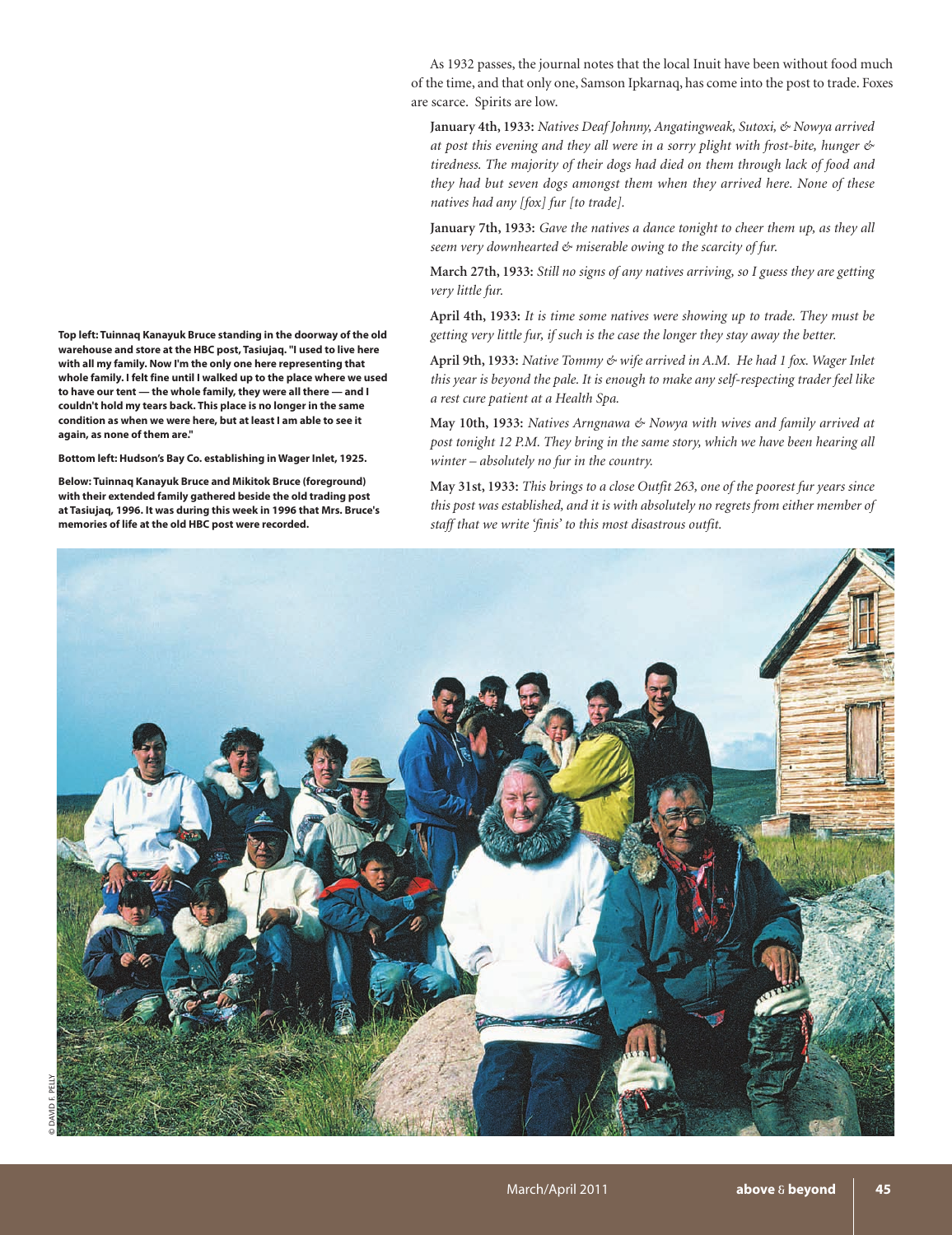As 1932 passes, the journal notes that the local Inuit have been without food much of the time, and that only one, Samson Ipkarnaq, has come into the post to trade. Foxes are scarce. Spirits are low.

**January 4th, 1933:** *Natives Deaf Johnny, Angatingweak, Sutoxi, & Nowya arrived at post this evening and they all were in a sorry plight with frost-bite, hunger & tiredness. The majority of their dogs had died on them through lack of food and they had but seven dogs amongst them when they arrived here. None of these natives had any [fox] fur [to trade].*

**January 7th, 1933:** *Gave the natives a dance tonight to cheer them up, as they all seem very downhearted & miserable owing to the scarcity of fur.*

**March 27th, 1933:** *Still no signs of any natives arriving, so I guess they are getting very little fur.*

**April 4th, 1933:** *It is time some natives were showing up to trade. They must be getting very little fur, if such is the case the longer they stay away the better.*

**April 9th, 1933:** *Native Tommy & wife arrived in A.M. He had 1 fox. Wager Inlet this year is beyond the pale. It is enough to make any self-respecting trader feel like a rest cure patient at a Health Spa.*

**May 10th, 1933:** *Natives Arngnawa & Nowya with wives and family arrived at post tonight 12 P.M. They bring in the same story, which we have been hearing all winter – absolutely no fur in the country.*

**May 31st, 1933:** *This brings to a close Outfit 263, one of the poorest fur years since this post was established, and it is with absolutely no regrets from either member of staff that we write 'finis' to this most disastrous outfit.*

**Top left: Tuinnaq Kanayuk Bruce standing in the doorway of the old warehouse and store at the HBC post, Tasiujaq. "I used to live here with all my family. Now I'm the only one here representing that whole family. I felt fine until I walked up to the place where we used to have our tent — the whole family, they were all there — and I couldn't hold my tears back. This place is no longer in the same condition as when we were here, but at least I am able to see it again, as none of them are."**

**Bottom left: Hudson's Bay Co. establishing in Wager Inlet, 1925.**

**Below: Tuinnaq Kanayuk Bruce and Mikitok Bruce (foreground) with their extended family gathered beside the old trading post at Tasiujaq, 1996. It was during this week in 1996 that Mrs. Bruce's memories of life at the old HBC post were recorded.**

© DAVID F. PELLY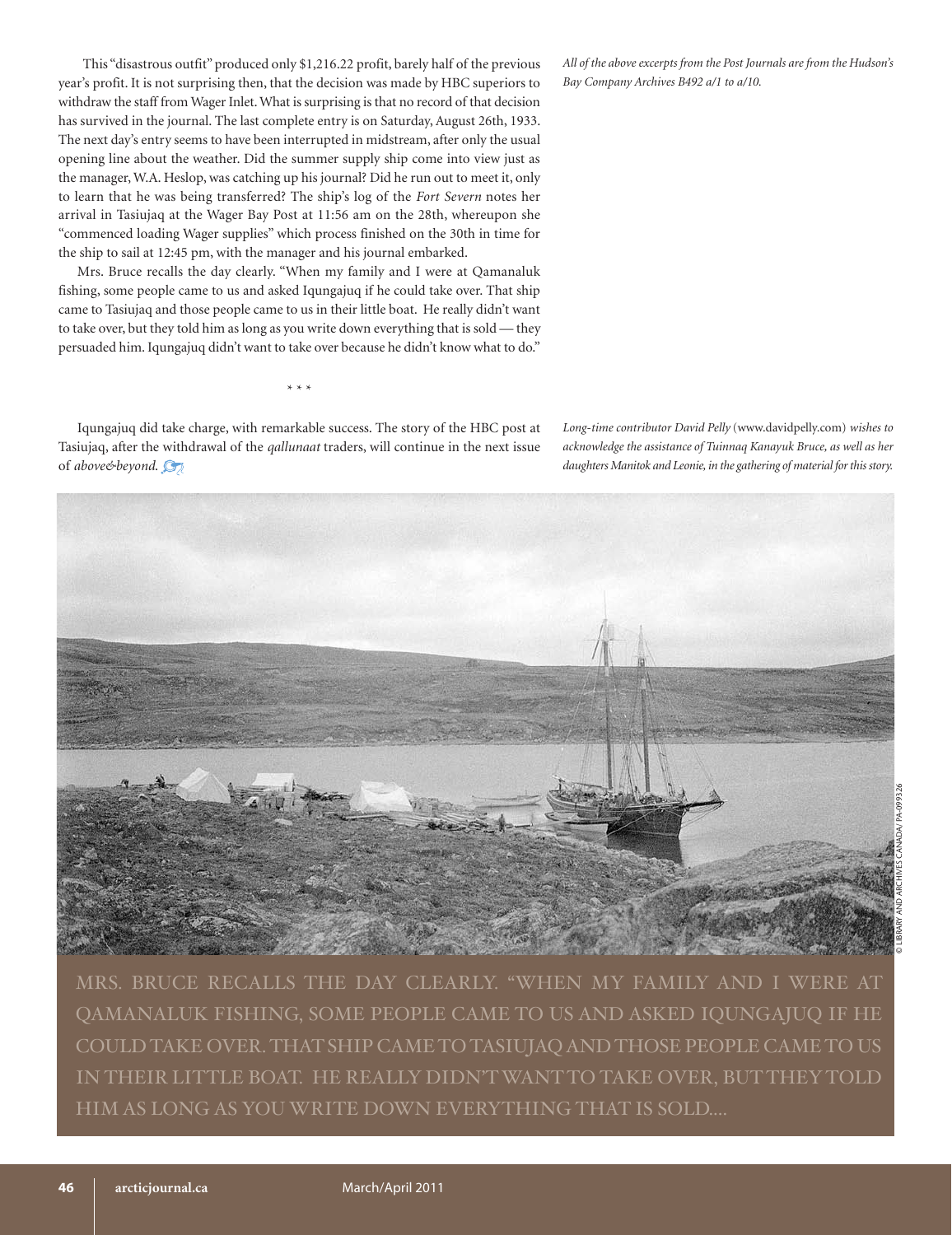This "disastrous outfit" produced only $1,216.22 profit, barely half of the previous year's profit. It is not surprising then, that the decision was made by HBC superiors to withdraw the staff from Wager Inlet. What is surprising is that no record of that decision has survived in the journal. The last complete entry is on Saturday, August 26th, 1933. The next day's entry seems to have been interrupted in midstream, after only the usual opening line about the weather. Did the summer supply ship come into view just as the manager, W.A. Heslop, was catching up his journal? Did he run out to meet it, only to learn that he was being transferred? The ship's log of the *Fort Severn* notes her arrival in Tasiujaq at the Wager Bay Post at 11:56 am on the 28th, whereupon she "commenced loading Wager supplies" which process finished on the 30th in time for the ship to sail at 12:45 pm, with the manager and his journal embarked.

Mrs. Bruce recalls the day clearly. "When my family and I were at Qamanaluk fishing, some people came to us and asked Iqungajuq if he could take over. That ship came to Tasiujaq and those people came to us in their little boat. He really didn't want to take over, but they told him as long as you write down everything that is sold — they persuaded him. Iqungajuq didn't want to take over because he didn't know what to do."

\* \* \*

Iqungajuq did take charge, with remarkable success. The story of the HBC post at Tasiujaq, after the withdrawal of the *qallunaat* traders, will continue in the next issue of *above&beyond*.

*All of the above excerpts from the Post Journals are from the Hudson's Bay Company Archives B492 a/1 to a/10.*

*Long-time contributor David Pelly* (www.davidpelly.com) *wishes to acknowledge the assistance of Tuinnaq Kanayuk Bruce, as well as her daughters Manitok and Leonie, in the gathering of material for this story.*

© LIBRARY AND ARCHIVES CANADA/ PA-099326

MRS. BRUCE RECALLS THE DAY CLEARLY. "WHEN MY FAMILY AND I WERE AT QAMANALUK FISHING, SOME PEOPLE CAME TO US AND ASKED IQUNGAJUQ IF HE COULD TAKE OVER. THAT SHIP CAME TO TASIUJAQ AND THOSE PEOPLE CAME TO US IN THEIR LITTLE BOAT. HE REALLY DIDN'T WANT TO TAKE OVER, BUT THEY TOLD HIM AS LONG AS YOU WRITE DOWN EVERYTHING THAT IS SOLD....